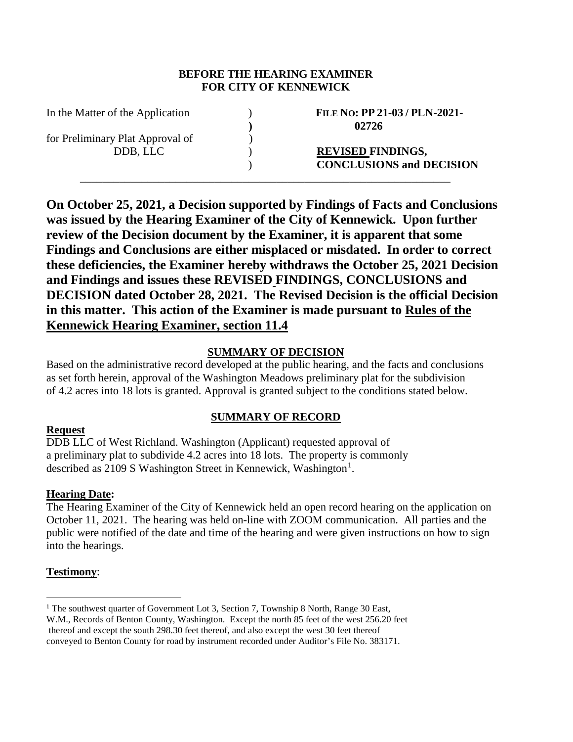**BEFORE THE HEARING EXAMINER**
**FOR CITY OF KENNEWICK**

| | | |
|---|---|---|
| In the Matter of the Application | ) | **FILE NO: PP 21-03 / PLN-2021-02726** |
| | **)** | |
| for Preliminary Plat Approval of | ) | |
| DDB, LLC | ) | **REVISED FINDINGS,** |
| | ) | **CONCLUSIONS and DECISION** |

**On October 25, 2021, a Decision supported by Findings of Facts and Conclusions was issued by the Hearing Examiner of the City of Kennewick. Upon further review of the Decision document by the Examiner, it is apparent that some Findings and Conclusions are either misplaced or misdated. In order to correct these deficiencies, the Examiner hereby withdraws the October 25, 2021 Decision and Findings and issues these REVISED FINDINGS, CONCLUSIONS and DECISION dated October 28, 2021. The Revised Decision is the official Decision in this matter. This action of the Examiner is made pursuant to Rules of the Kennewick Hearing Examiner, section 11.4**

## SUMMARY OF DECISION

Based on the administrative record developed at the public hearing, and the facts and conclusions as set forth herein, approval of the Washington Meadows preliminary plat for the subdivision of 4.2 acres into 18 lots is granted. Approval is granted subject to the conditions stated below.

## SUMMARY OF RECORD

**Request**

DDB LLC of West Richland. Washington (Applicant) requested approval of a preliminary plat to subdivide 4.2 acres into 18 lots. The property is commonly described as 2109 S Washington Street in Kennewick, Washington[1].

**Hearing Date:**

The Hearing Examiner of the City of Kennewick held an open record hearing on the application on October 11, 2021. The hearing was held on-line with ZOOM communication. All parties and the public were notified of the date and time of the hearing and were given instructions on how to sign into the hearings.

**Testimony**:

---

[1] The southwest quarter of Government Lot 3, Section 7, Township 8 North, Range 30 East, W.M., Records of Benton County, Washington. Except the north 85 feet of the west 256.20 feet thereof and except the south 298.30 feet thereof, and also except the west 30 feet thereof conveyed to Benton County for road by instrument recorded under Auditor's File No. 383171.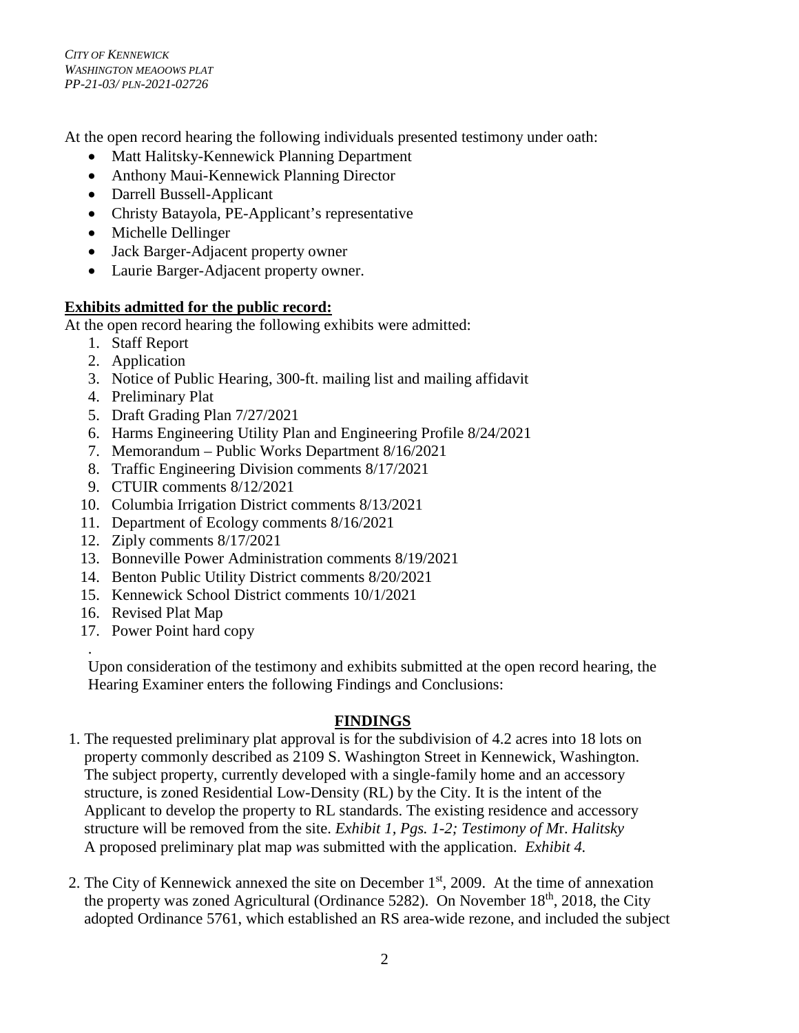At the open record hearing the following individuals presented testimony under oath:

- Matt Halitsky-Kennewick Planning Department
- Anthony Maui-Kennewick Planning Director
- Darrell Bussell-Applicant
- Christy Batayola, PE-Applicant's representative
- Michelle Dellinger
- Jack Barger-Adjacent property owner
- Laurie Barger-Adjacent property owner.

**Exhibits admitted for the public record:**

At the open record hearing the following exhibits were admitted:

1. Staff Report
2. Application
3. Notice of Public Hearing, 300-ft. mailing list and mailing affidavit
4. Preliminary Plat
5. Draft Grading Plan 7/27/2021
6. Harms Engineering Utility Plan and Engineering Profile 8/24/2021
7. Memorandum – Public Works Department 8/16/2021
8. Traffic Engineering Division comments 8/17/2021
9. CTUIR comments 8/12/2021
10. Columbia Irrigation District comments 8/13/2021
11. Department of Ecology comments 8/16/2021
12. Ziply comments 8/17/2021
13. Bonneville Power Administration comments 8/19/2021
14. Benton Public Utility District comments 8/20/2021
15. Kennewick School District comments 10/1/2021
16. Revised Plat Map
17. Power Point hard copy

.

Upon consideration of the testimony and exhibits submitted at the open record hearing, the Hearing Examiner enters the following Findings and Conclusions:

## FINDINGS

1. The requested preliminary plat approval is for the subdivision of 4.2 acres into 18 lots on property commonly described as 2109 S. Washington Street in Kennewick, Washington. The subject property, currently developed with a single-family home and an accessory structure, is zoned Residential Low-Density (RL) by the City. It is the intent of the Applicant to develop the property to RL standards. The existing residence and accessory structure will be removed from the site. *Exhibit 1, Pgs. 1-2; Testimony of Mr. Halitsky* A proposed preliminary plat map was submitted with the application. *Exhibit 4.*

2. The City of Kennewick annexed the site on December 1st, 2009. At the time of annexation the property was zoned Agricultural (Ordinance 5282). On November 18th, 2018, the City adopted Ordinance 5761, which established an RS area-wide rezone, and included the subject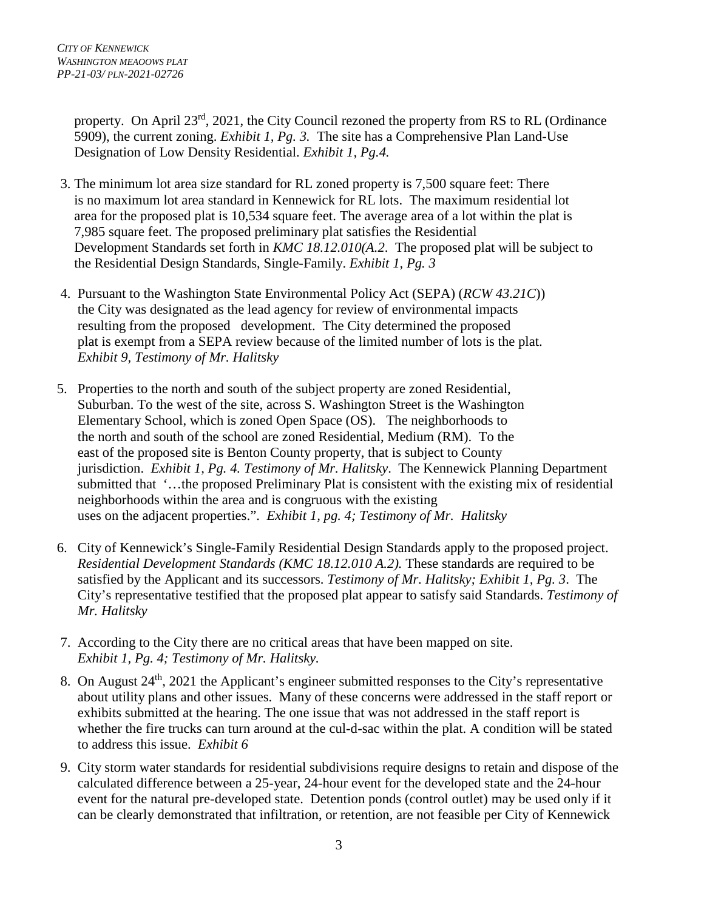property. On April 23rd, 2021, the City Council rezoned the property from RS to RL (Ordinance 5909), the current zoning. *Exhibit 1, Pg. 3.* The site has a Comprehensive Plan Land-Use Designation of Low Density Residential. *Exhibit 1, Pg.4.*

3. The minimum lot area size standard for RL zoned property is 7,500 square feet: There is no maximum lot area standard in Kennewick for RL lots. The maximum residential lot area for the proposed plat is 10,534 square feet. The average area of a lot within the plat is 7,985 square feet. The proposed preliminary plat satisfies the Residential Development Standards set forth in *KMC 18.12.010(A.2*. The proposed plat will be subject to the Residential Design Standards, Single-Family. *Exhibit 1, Pg. 3*

4. Pursuant to the Washington State Environmental Policy Act (SEPA) (*RCW 43.21C*)) the City was designated as the lead agency for review of environmental impacts resulting from the proposed development. The City determined the proposed plat is exempt from a SEPA review because of the limited number of lots is the plat. *Exhibit 9, Testimony of Mr. Halitsky*

5. Properties to the north and south of the subject property are zoned Residential, Suburban. To the west of the site, across S. Washington Street is the Washington Elementary School, which is zoned Open Space (OS). The neighborhoods to the north and south of the school are zoned Residential, Medium (RM). To the east of the proposed site is Benton County property, that is subject to County jurisdiction. *Exhibit 1, Pg. 4. Testimony of Mr. Halitsky*. The Kennewick Planning Department submitted that '…the proposed Preliminary Plat is consistent with the existing mix of residential neighborhoods within the area and is congruous with the existing uses on the adjacent properties.". *Exhibit 1, pg. 4; Testimony of Mr. Halitsky*

6. City of Kennewick's Single-Family Residential Design Standards apply to the proposed project. *Residential Development Standards (KMC 18.12.010 A.2).* These standards are required to be satisfied by the Applicant and its successors. *Testimony of Mr. Halitsky; Exhibit 1, Pg. 3*. The City's representative testified that the proposed plat appear to satisfy said Standards. *Testimony of Mr. Halitsky*

7. According to the City there are no critical areas that have been mapped on site. *Exhibit 1, Pg. 4; Testimony of Mr. Halitsky.*

8. On August 24th, 2021 the Applicant's engineer submitted responses to the City's representative about utility plans and other issues. Many of these concerns were addressed in the staff report or exhibits submitted at the hearing. The one issue that was not addressed in the staff report is whether the fire trucks can turn around at the cul-d-sac within the plat. A condition will be stated to address this issue. *Exhibit 6*

9. City storm water standards for residential subdivisions require designs to retain and dispose of the calculated difference between a 25-year, 24-hour event for the developed state and the 24-hour event for the natural pre-developed state. Detention ponds (control outlet) may be used only if it can be clearly demonstrated that infiltration, or retention, are not feasible per City of Kennewick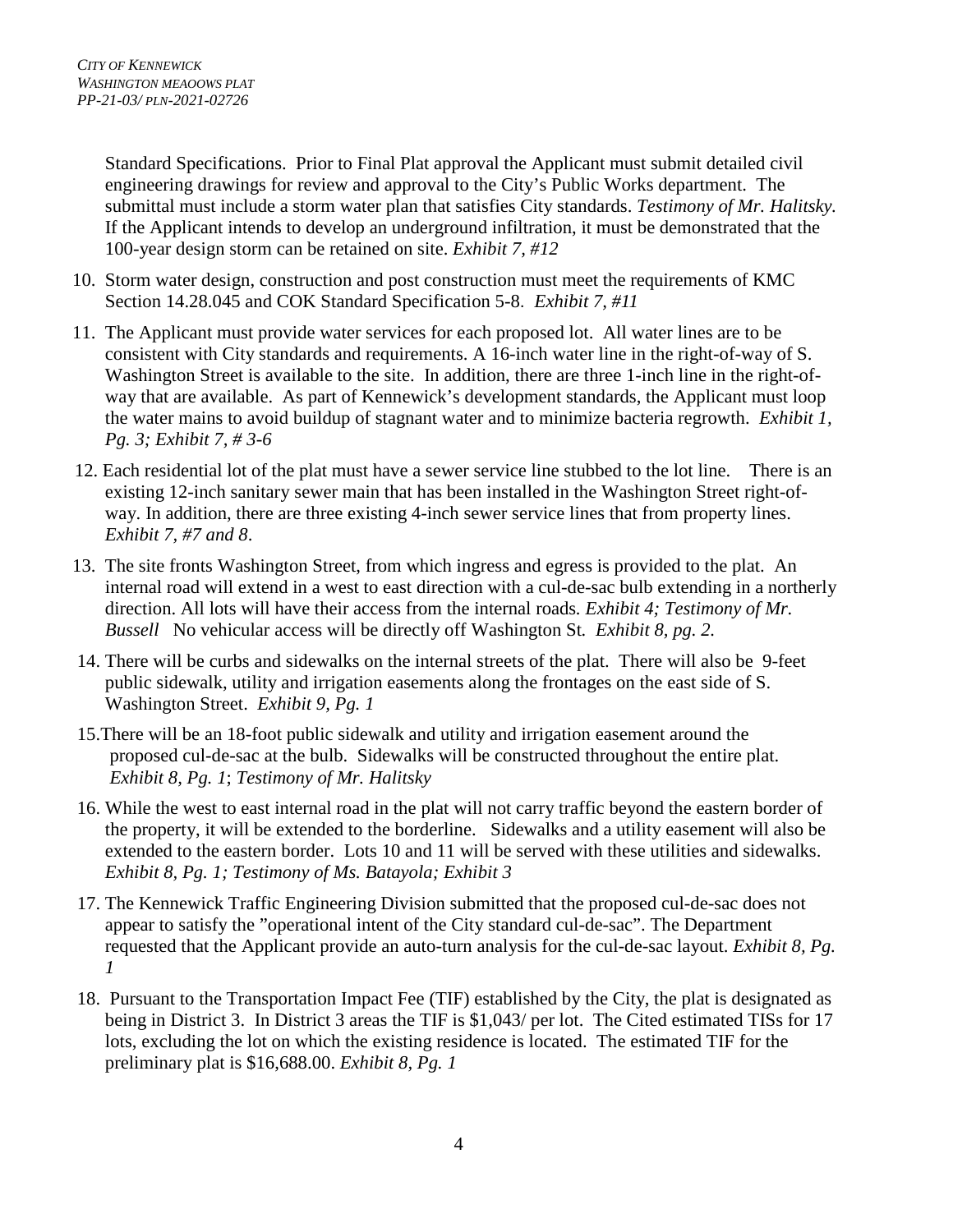Standard Specifications. Prior to Final Plat approval the Applicant must submit detailed civil engineering drawings for review and approval to the City's Public Works department. The submittal must include a storm water plan that satisfies City standards. *Testimony of Mr. Halitsky.* If the Applicant intends to develop an underground infiltration, it must be demonstrated that the 100-year design storm can be retained on site. *Exhibit 7, #12*

10. Storm water design, construction and post construction must meet the requirements of KMC Section 14.28.045 and COK Standard Specification 5-8. *Exhibit 7, #11*

11. The Applicant must provide water services for each proposed lot. All water lines are to be consistent with City standards and requirements. A 16-inch water line in the right-of-way of S. Washington Street is available to the site. In addition, there are three 1-inch line in the right-of-way that are available. As part of Kennewick's development standards, the Applicant must loop the water mains to avoid buildup of stagnant water and to minimize bacteria regrowth. *Exhibit 1, Pg. 3; Exhibit 7, # 3-6*

12. Each residential lot of the plat must have a sewer service line stubbed to the lot line. There is an existing 12-inch sanitary sewer main that has been installed in the Washington Street right-of-way. In addition, there are three existing 4-inch sewer service lines that from property lines. *Exhibit 7, #7 and 8*.

13. The site fronts Washington Street, from which ingress and egress is provided to the plat. An internal road will extend in a west to east direction with a cul-de-sac bulb extending in a northerly direction. All lots will have their access from the internal roads. *Exhibit 4; Testimony of Mr. Bussell* No vehicular access will be directly off Washington St. *Exhibit 8, pg. 2*.

14. There will be curbs and sidewalks on the internal streets of the plat. There will also be 9-feet public sidewalk, utility and irrigation easements along the frontages on the east side of S. Washington Street. *Exhibit 9, Pg. 1*

15. There will be an 18-foot public sidewalk and utility and irrigation easement around the proposed cul-de-sac at the bulb. Sidewalks will be constructed throughout the entire plat. *Exhibit 8, Pg. 1*; *Testimony of Mr. Halitsky*

16. While the west to east internal road in the plat will not carry traffic beyond the eastern border of the property, it will be extended to the borderline. Sidewalks and a utility easement will also be extended to the eastern border. Lots 10 and 11 will be served with these utilities and sidewalks. *Exhibit 8, Pg. 1; Testimony of Ms. Batayola; Exhibit 3*

17. The Kennewick Traffic Engineering Division submitted that the proposed cul-de-sac does not appear to satisfy the "operational intent of the City standard cul-de-sac". The Department requested that the Applicant provide an auto-turn analysis for the cul-de-sac layout. *Exhibit 8, Pg. 1*

18. Pursuant to the Transportation Impact Fee (TIF) established by the City, the plat is designated as being in District 3. In District 3 areas the TIF is $1,043/ per lot. The Cited estimated TISs for 17 lots, excluding the lot on which the existing residence is located. The estimated TIF for the preliminary plat is $16,688.00. *Exhibit 8, Pg. 1*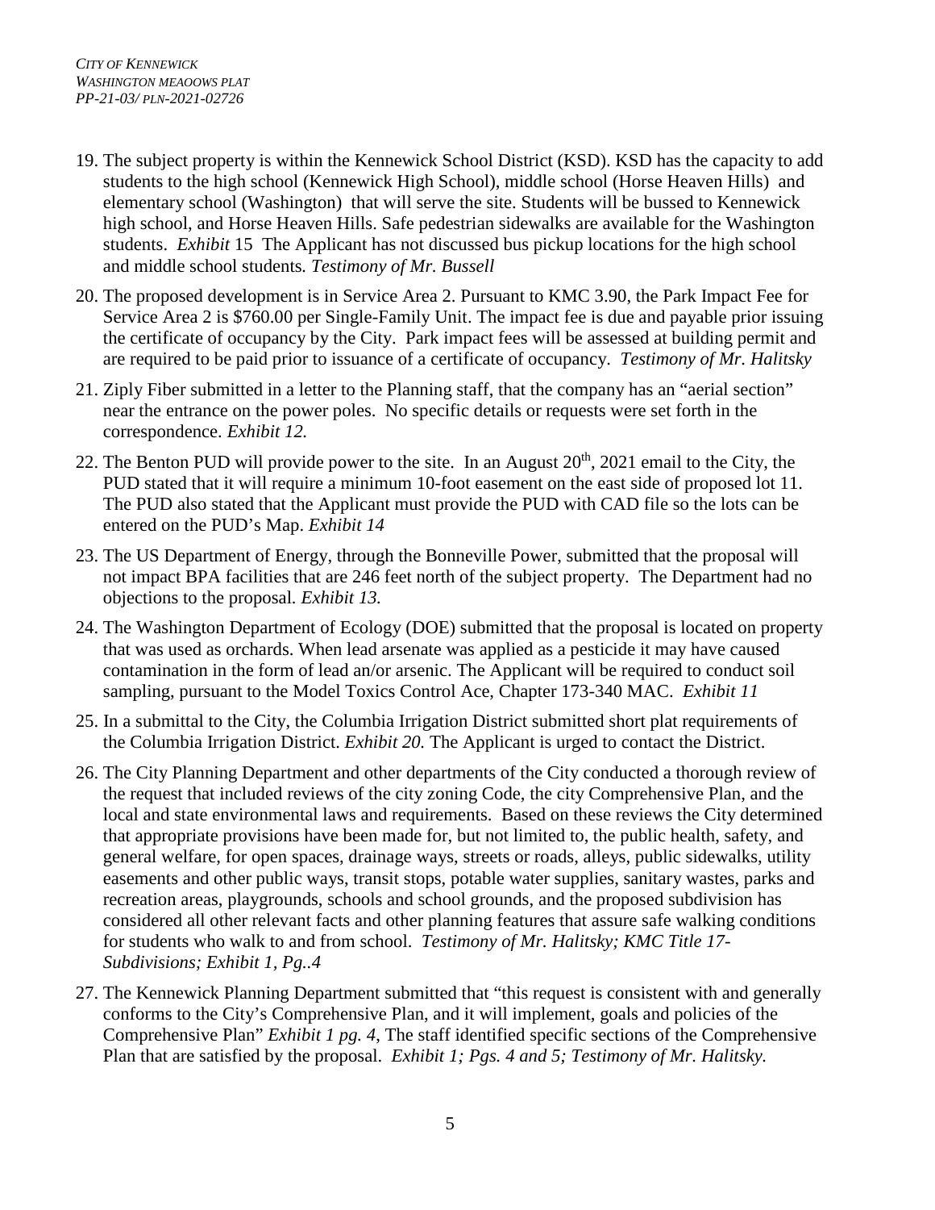19. The subject property is within the Kennewick School District (KSD). KSD has the capacity to add students to the high school (Kennewick High School), middle school (Horse Heaven Hills) and elementary school (Washington) that will serve the site. Students will be bussed to Kennewick high school, and Horse Heaven Hills. Safe pedestrian sidewalks are available for the Washington students. *Exhibit* 15 The Applicant has not discussed bus pickup locations for the high school and middle school students. *Testimony of Mr. Bussell*

20. The proposed development is in Service Area 2. Pursuant to KMC 3.90, the Park Impact Fee for Service Area 2 is $760.00 per Single-Family Unit. The impact fee is due and payable prior issuing the certificate of occupancy by the City. Park impact fees will be assessed at building permit and are required to be paid prior to issuance of a certificate of occupancy. *Testimony of Mr. Halitsky*

21. Ziply Fiber submitted in a letter to the Planning staff, that the company has an "aerial section" near the entrance on the power poles. No specific details or requests were set forth in the correspondence. *Exhibit 12.*

22. The Benton PUD will provide power to the site. In an August 20th, 2021 email to the City, the PUD stated that it will require a minimum 10-foot easement on the east side of proposed lot 11. The PUD also stated that the Applicant must provide the PUD with CAD file so the lots can be entered on the PUD's Map. *Exhibit 14*

23. The US Department of Energy, through the Bonneville Power, submitted that the proposal will not impact BPA facilities that are 246 feet north of the subject property. The Department had no objections to the proposal. *Exhibit 13.*

24. The Washington Department of Ecology (DOE) submitted that the proposal is located on property that was used as orchards. When lead arsenate was applied as a pesticide it may have caused contamination in the form of lead an/or arsenic. The Applicant will be required to conduct soil sampling, pursuant to the Model Toxics Control Ace, Chapter 173-340 MAC. *Exhibit 11*

25. In a submittal to the City, the Columbia Irrigation District submitted short plat requirements of the Columbia Irrigation District. *Exhibit 20.* The Applicant is urged to contact the District.

26. The City Planning Department and other departments of the City conducted a thorough review of the request that included reviews of the city zoning Code, the city Comprehensive Plan, and the local and state environmental laws and requirements. Based on these reviews the City determined that appropriate provisions have been made for, but not limited to, the public health, safety, and general welfare, for open spaces, drainage ways, streets or roads, alleys, public sidewalks, utility easements and other public ways, transit stops, potable water supplies, sanitary wastes, parks and recreation areas, playgrounds, schools and school grounds, and the proposed subdivision has considered all other relevant facts and other planning features that assure safe walking conditions for students who walk to and from school. *Testimony of Mr. Halitsky; KMC Title 17-Subdivisions; Exhibit 1, Pg..4*

27. The Kennewick Planning Department submitted that "this request is consistent with and generally conforms to the City's Comprehensive Plan, and it will implement, goals and policies of the Comprehensive Plan" *Exhibit 1 pg. 4*, The staff identified specific sections of the Comprehensive Plan that are satisfied by the proposal. *Exhibit 1; Pgs. 4 and 5; Testimony of Mr. Halitsky.*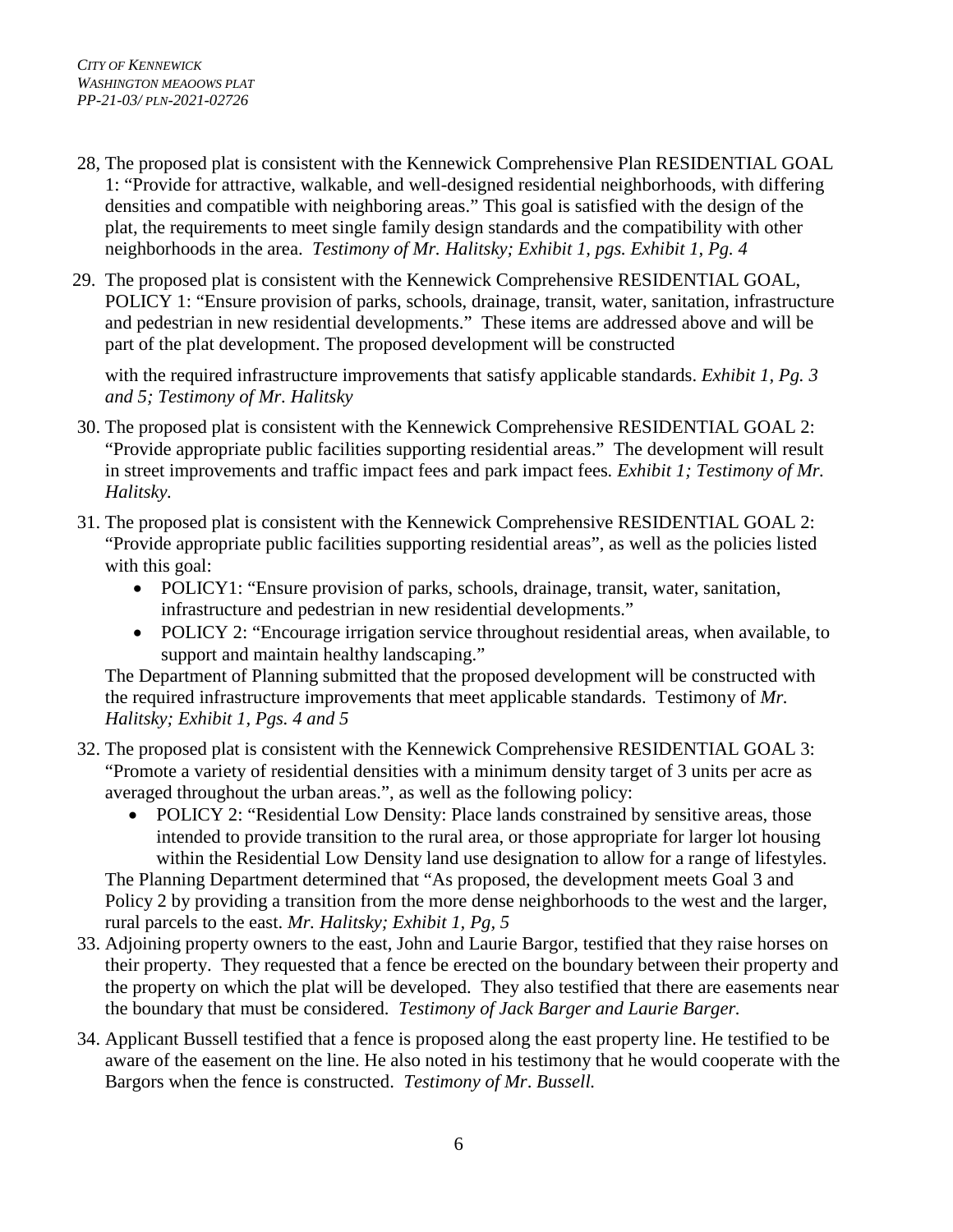28, The proposed plat is consistent with the Kennewick Comprehensive Plan RESIDENTIAL GOAL 1: "Provide for attractive, walkable, and well-designed residential neighborhoods, with differing densities and compatible with neighboring areas." This goal is satisfied with the design of the plat, the requirements to meet single family design standards and the compatibility with other neighborhoods in the area. *Testimony of Mr. Halitsky; Exhibit 1, pgs. Exhibit 1, Pg. 4*

29. The proposed plat is consistent with the Kennewick Comprehensive RESIDENTIAL GOAL, POLICY 1: "Ensure provision of parks, schools, drainage, transit, water, sanitation, infrastructure and pedestrian in new residential developments." These items are addressed above and will be part of the plat development. The proposed development will be constructed

    with the required infrastructure improvements that satisfy applicable standards. *Exhibit 1, Pg. 3 and 5; Testimony of Mr. Halitsky*

30. The proposed plat is consistent with the Kennewick Comprehensive RESIDENTIAL GOAL 2: "Provide appropriate public facilities supporting residential areas." The development will result in street improvements and traffic impact fees and park impact fees. *Exhibit 1; Testimony of Mr. Halitsky.*

31. The proposed plat is consistent with the Kennewick Comprehensive RESIDENTIAL GOAL 2: "Provide appropriate public facilities supporting residential areas", as well as the policies listed with this goal:
    - POLICY1: "Ensure provision of parks, schools, drainage, transit, water, sanitation, infrastructure and pedestrian in new residential developments."
    - POLICY 2: "Encourage irrigation service throughout residential areas, when available, to support and maintain healthy landscaping."

    The Department of Planning submitted that the proposed development will be constructed with the required infrastructure improvements that meet applicable standards. Testimony of *Mr. Halitsky; Exhibit 1, Pgs. 4 and 5*

32. The proposed plat is consistent with the Kennewick Comprehensive RESIDENTIAL GOAL 3: "Promote a variety of residential densities with a minimum density target of 3 units per acre as averaged throughout the urban areas.", as well as the following policy:
    - POLICY 2: "Residential Low Density: Place lands constrained by sensitive areas, those intended to provide transition to the rural area, or those appropriate for larger lot housing within the Residential Low Density land use designation to allow for a range of lifestyles.

    The Planning Department determined that "As proposed, the development meets Goal 3 and Policy 2 by providing a transition from the more dense neighborhoods to the west and the larger, rural parcels to the east. *Mr. Halitsky; Exhibit 1, Pg, 5*

33. Adjoining property owners to the east, John and Laurie Bargor, testified that they raise horses on their property. They requested that a fence be erected on the boundary between their property and the property on which the plat will be developed. They also testified that there are easements near the boundary that must be considered. *Testimony of Jack Barger and Laurie Barger.*

34. Applicant Bussell testified that a fence is proposed along the east property line. He testified to be aware of the easement on the line. He also noted in his testimony that he would cooperate with the Bargors when the fence is constructed. *Testimony of Mr. Bussell.*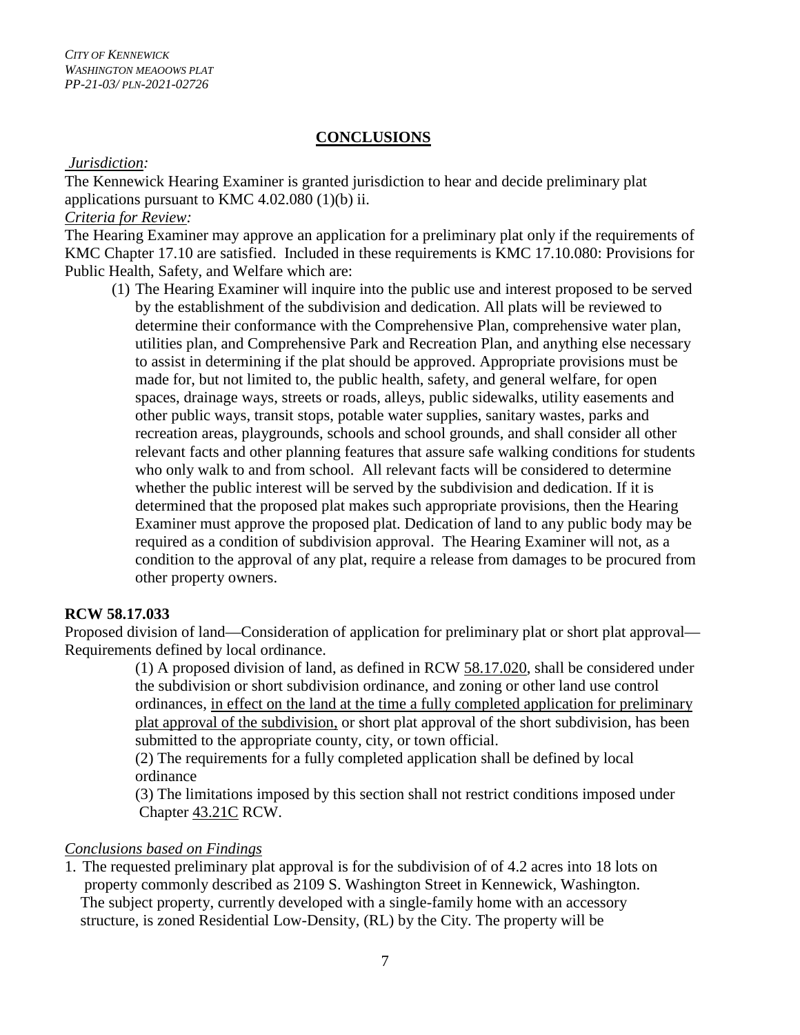## CONCLUSIONS

*Jurisdiction:*

The Kennewick Hearing Examiner is granted jurisdiction to hear and decide preliminary plat applications pursuant to KMC 4.02.080 (1)(b) ii.

*Criteria for Review:*

The Hearing Examiner may approve an application for a preliminary plat only if the requirements of KMC Chapter 17.10 are satisfied. Included in these requirements is KMC 17.10.080: Provisions for Public Health, Safety, and Welfare which are:

(1) The Hearing Examiner will inquire into the public use and interest proposed to be served by the establishment of the subdivision and dedication. All plats will be reviewed to determine their conformance with the Comprehensive Plan, comprehensive water plan, utilities plan, and Comprehensive Park and Recreation Plan, and anything else necessary to assist in determining if the plat should be approved. Appropriate provisions must be made for, but not limited to, the public health, safety, and general welfare, for open spaces, drainage ways, streets or roads, alleys, public sidewalks, utility easements and other public ways, transit stops, potable water supplies, sanitary wastes, parks and recreation areas, playgrounds, schools and school grounds, and shall consider all other relevant facts and other planning features that assure safe walking conditions for students who only walk to and from school. All relevant facts will be considered to determine whether the public interest will be served by the subdivision and dedication. If it is determined that the proposed plat makes such appropriate provisions, then the Hearing Examiner must approve the proposed plat. Dedication of land to any public body may be required as a condition of subdivision approval. The Hearing Examiner will not, as a condition to the approval of any plat, require a release from damages to be procured from other property owners.

**RCW 58.17.033**

Proposed division of land—Consideration of application for preliminary plat or short plat approval—Requirements defined by local ordinance.

(1) A proposed division of land, as defined in RCW 58.17.020, shall be considered under the subdivision or short subdivision ordinance, and zoning or other land use control ordinances, <u>in effect on the land at the time a fully completed application for preliminary plat approval of the subdivision,</u> or short plat approval of the short subdivision, has been submitted to the appropriate county, city, or town official.

(2) The requirements for a fully completed application shall be defined by local ordinance

(3) The limitations imposed by this section shall not restrict conditions imposed under Chapter 43.21C RCW.

*Conclusions based on Findings*

1. The requested preliminary plat approval is for the subdivision of of 4.2 acres into 18 lots on property commonly described as 2109 S. Washington Street in Kennewick, Washington. The subject property, currently developed with a single-family home with an accessory structure, is zoned Residential Low-Density, (RL) by the City. The property will be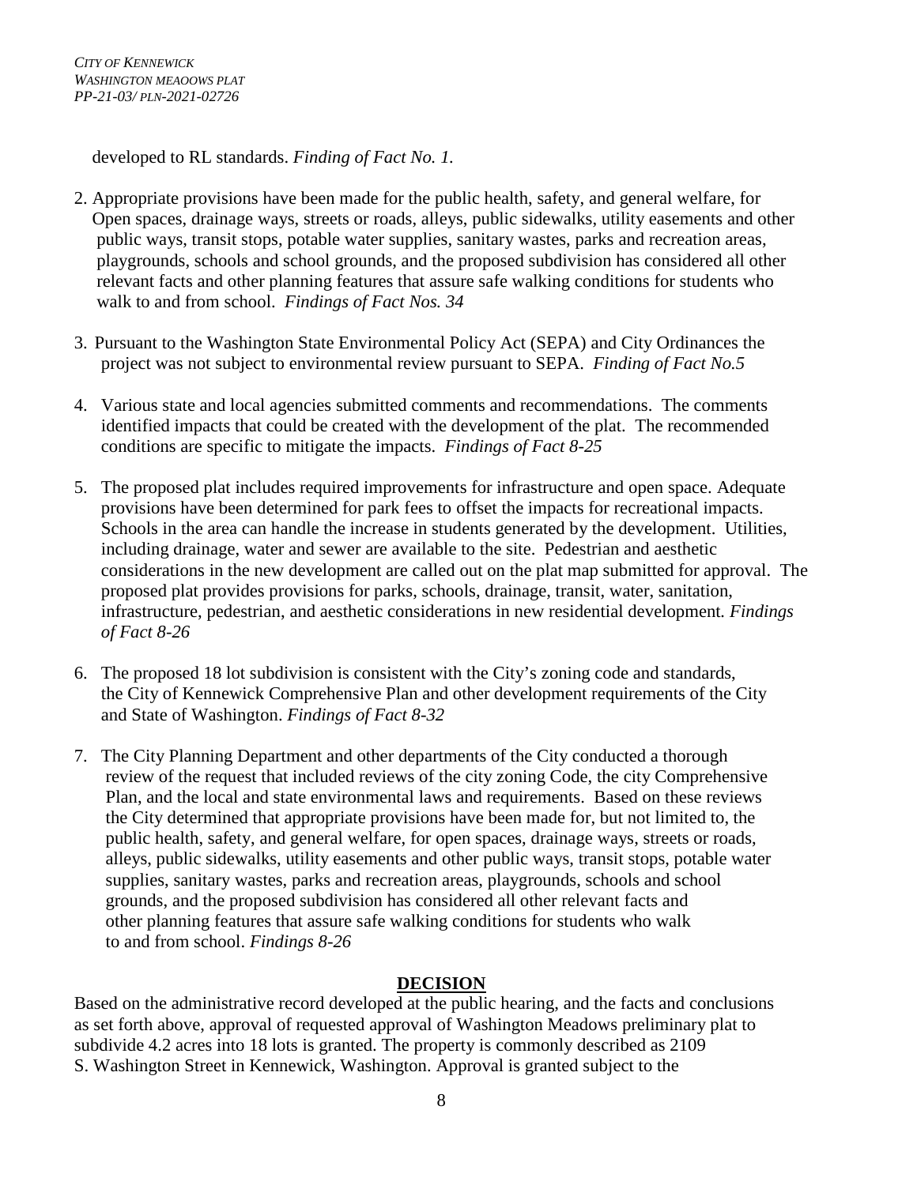developed to RL standards. *Finding of Fact No. 1.*

2. Appropriate provisions have been made for the public health, safety, and general welfare, for Open spaces, drainage ways, streets or roads, alleys, public sidewalks, utility easements and other public ways, transit stops, potable water supplies, sanitary wastes, parks and recreation areas, playgrounds, schools and school grounds, and the proposed subdivision has considered all other relevant facts and other planning features that assure safe walking conditions for students who walk to and from school. *Findings of Fact Nos. 34*

3. Pursuant to the Washington State Environmental Policy Act (SEPA) and City Ordinances the project was not subject to environmental review pursuant to SEPA. *Finding of Fact No.5*

4. Various state and local agencies submitted comments and recommendations. The comments identified impacts that could be created with the development of the plat. The recommended conditions are specific to mitigate the impacts. *Findings of Fact 8-25*

5. The proposed plat includes required improvements for infrastructure and open space. Adequate provisions have been determined for park fees to offset the impacts for recreational impacts. Schools in the area can handle the increase in students generated by the development. Utilities, including drainage, water and sewer are available to the site. Pedestrian and aesthetic considerations in the new development are called out on the plat map submitted for approval. The proposed plat provides provisions for parks, schools, drainage, transit, water, sanitation, infrastructure, pedestrian, and aesthetic considerations in new residential development. *Findings of Fact 8-26*

6. The proposed 18 lot subdivision is consistent with the City's zoning code and standards, the City of Kennewick Comprehensive Plan and other development requirements of the City and State of Washington. *Findings of Fact 8-32*

7. The City Planning Department and other departments of the City conducted a thorough review of the request that included reviews of the city zoning Code, the city Comprehensive Plan, and the local and state environmental laws and requirements. Based on these reviews the City determined that appropriate provisions have been made for, but not limited to, the public health, safety, and general welfare, for open spaces, drainage ways, streets or roads, alleys, public sidewalks, utility easements and other public ways, transit stops, potable water supplies, sanitary wastes, parks and recreation areas, playgrounds, schools and school grounds, and the proposed subdivision has considered all other relevant facts and other planning features that assure safe walking conditions for students who walk to and from school. *Findings 8-26*

## DECISION

Based on the administrative record developed at the public hearing, and the facts and conclusions as set forth above, approval of requested approval of Washington Meadows preliminary plat to subdivide 4.2 acres into 18 lots is granted. The property is commonly described as 2109 S. Washington Street in Kennewick, Washington. Approval is granted subject to the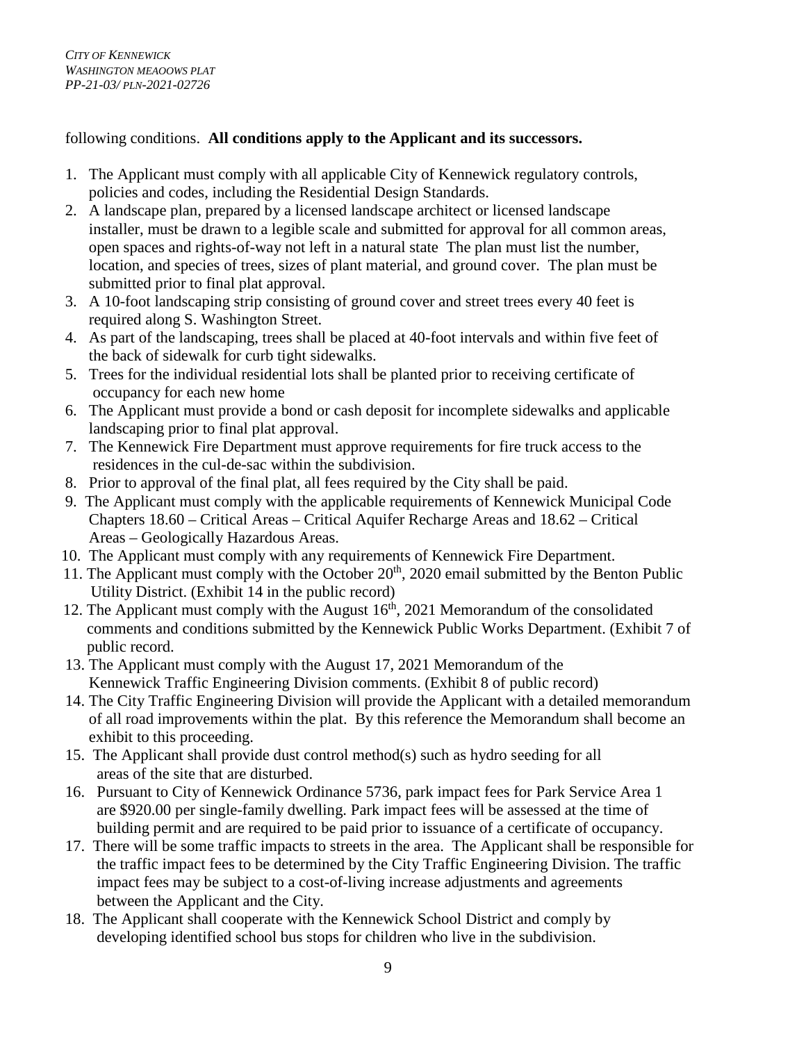following conditions. **All conditions apply to the Applicant and its successors.**

1. The Applicant must comply with all applicable City of Kennewick regulatory controls, policies and codes, including the Residential Design Standards.
2. A landscape plan, prepared by a licensed landscape architect or licensed landscape installer, must be drawn to a legible scale and submitted for approval for all common areas, open spaces and rights-of-way not left in a natural state The plan must list the number, location, and species of trees, sizes of plant material, and ground cover. The plan must be submitted prior to final plat approval.
3. A 10-foot landscaping strip consisting of ground cover and street trees every 40 feet is required along S. Washington Street.
4. As part of the landscaping, trees shall be placed at 40-foot intervals and within five feet of the back of sidewalk for curb tight sidewalks.
5. Trees for the individual residential lots shall be planted prior to receiving certificate of occupancy for each new home
6. The Applicant must provide a bond or cash deposit for incomplete sidewalks and applicable landscaping prior to final plat approval.
7. The Kennewick Fire Department must approve requirements for fire truck access to the residences in the cul-de-sac within the subdivision.
8. Prior to approval of the final plat, all fees required by the City shall be paid.
9. The Applicant must comply with the applicable requirements of Kennewick Municipal Code Chapters 18.60 – Critical Areas – Critical Aquifer Recharge Areas and 18.62 – Critical Areas – Geologically Hazardous Areas.
10. The Applicant must comply with any requirements of Kennewick Fire Department.
11. The Applicant must comply with the October 20th, 2020 email submitted by the Benton Public Utility District. (Exhibit 14 in the public record)
12. The Applicant must comply with the August 16th, 2021 Memorandum of the consolidated comments and conditions submitted by the Kennewick Public Works Department. (Exhibit 7 of public record.
13. The Applicant must comply with the August 17, 2021 Memorandum of the Kennewick Traffic Engineering Division comments. (Exhibit 8 of public record)
14. The City Traffic Engineering Division will provide the Applicant with a detailed memorandum of all road improvements within the plat. By this reference the Memorandum shall become an exhibit to this proceeding.
15. The Applicant shall provide dust control method(s) such as hydro seeding for all areas of the site that are disturbed.
16. Pursuant to City of Kennewick Ordinance 5736, park impact fees for Park Service Area 1 are $920.00 per single-family dwelling. Park impact fees will be assessed at the time of building permit and are required to be paid prior to issuance of a certificate of occupancy.
17. There will be some traffic impacts to streets in the area. The Applicant shall be responsible for the traffic impact fees to be determined by the City Traffic Engineering Division. The traffic impact fees may be subject to a cost-of-living increase adjustments and agreements between the Applicant and the City.
18. The Applicant shall cooperate with the Kennewick School District and comply by developing identified school bus stops for children who live in the subdivision.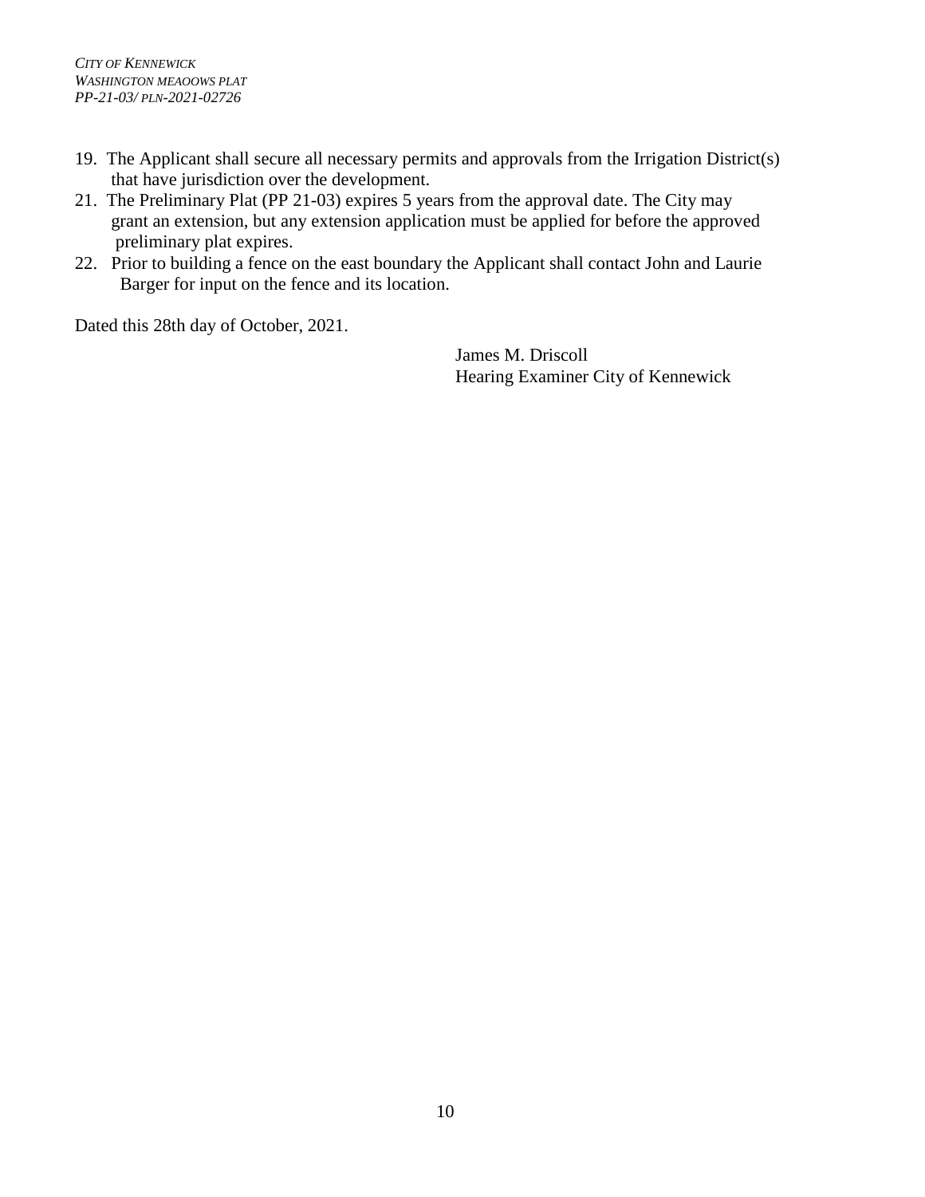19. The Applicant shall secure all necessary permits and approvals from the Irrigation District(s) that have jurisdiction over the development.
21. The Preliminary Plat (PP 21-03) expires 5 years from the approval date. The City may grant an extension, but any extension application must be applied for before the approved preliminary plat expires.
22. Prior to building a fence on the east boundary the Applicant shall contact John and Laurie Barger for input on the fence and its location.

Dated this 28th day of October, 2021.

James M. Driscoll
Hearing Examiner City of Kennewick